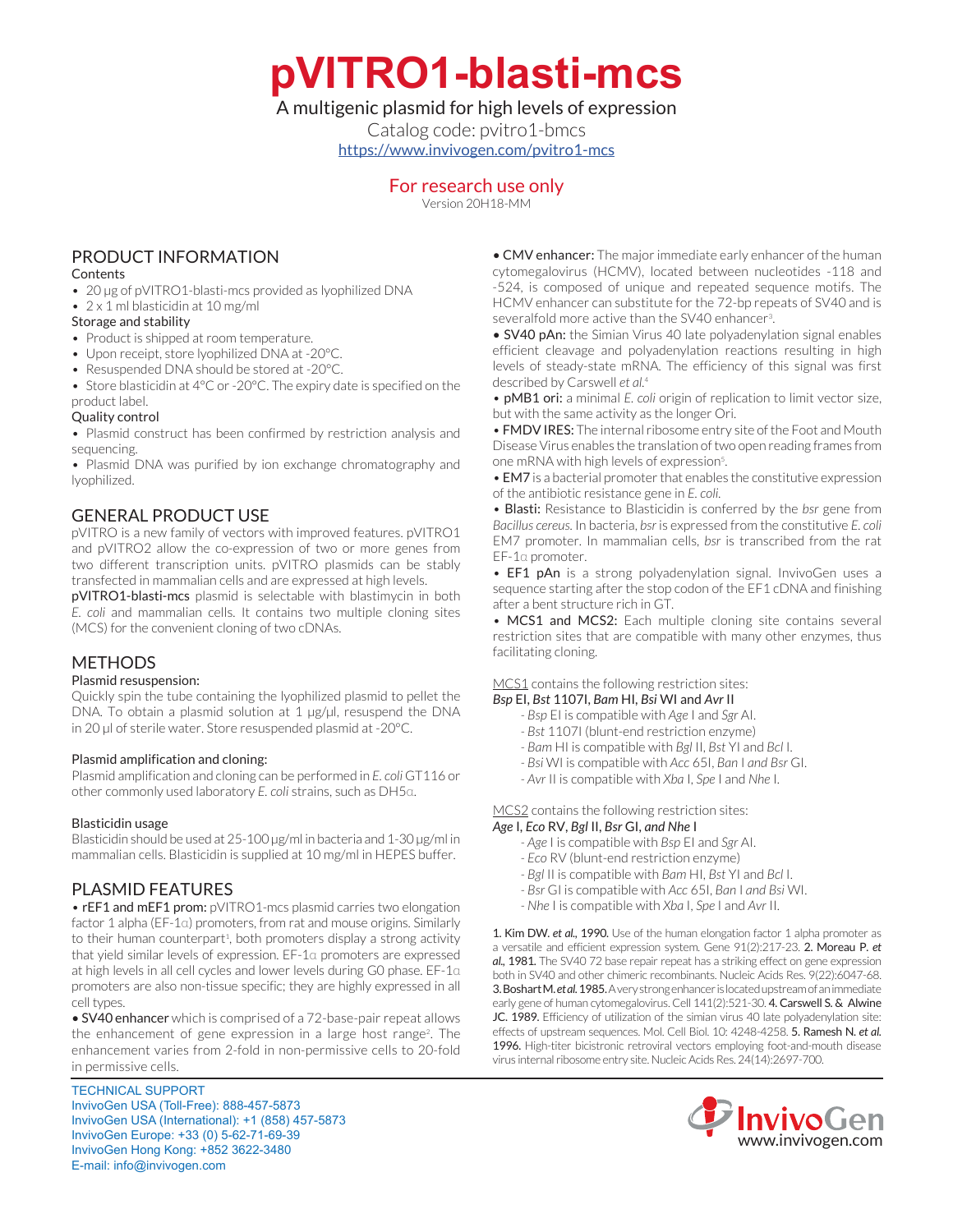# pVITRO1-blasti-mcs

A multigenic plasmid for high levels of expression

Catalog code: pvitro1-bmcs

https://www.invivogen.com/pvitro1-mcs

For research use only

Version 20H18-MM

## PRODUCT INFORMATION

### Contents

- 20 µg of pVITRO1-blasti-mcs provided as lyophilized DNA
- 2 x 1 ml blasticidin at 10 mg/ml

### Storage and stability

- Product is shipped at room temperature.
- Upon receipt, store lyophilized DNA at -20°C.
- Resuspended DNA should be stored at -20°C.
- Store blasticidin at 4°C or -20°C. The expiry date is specified on the product label.

### Quality control

- Plasmid construct has been confirmed by restriction analysis and sequencing.
- Plasmid DNA was purified by ion exchange chromatography and lyophilized.

## GENERAL PRODUCT USE

pVITRO is a new family of vectors with improved features. pVITRO1 and pVITRO2 allow the co-expression of two or more genes from two different transcription units. pVITRO plasmids can be stably transfected in mammalian cells and are expressed at high levels.

**pVITRO1-blasti-mcs** plasmid is selectable with blastimycin in both *E. coli* and mammalian cells. It contains two multiple cloning sites (MCS) for the convenient cloning of two cDNAs.

## METHODS

### Plasmid resuspension:

Quickly spin the tube containing the lyophilized plasmid to pellet the DNA. To obtain a plasmid solution at 1 µg/µl, resuspend the DNA in 20 µl of sterile water. Store resuspended plasmid at -20°C.

### Plasmid amplification and cloning:

Plasmid amplification and cloning can be performed in *E. coli* GT116 or other commonly used laboratory *E. coli* strains, such as DH5α.

### Blasticidin usage

Blasticidin should be used at 25-100 µg/ml in bacteria and 1-30 µg/ml in mammalian cells. Blasticidin is supplied at 10 mg/ml in HEPES buffer.

## PLASMID FEATURES

- **rEF1 and mEF1 prom:** pVITRO1-mcs plasmid carries two elongation factor 1 alpha (EF-1α) promoters, from rat and mouse origins. Similarly to their human counterpart[1], both promoters display a strong activity that yield similar levels of expression. EF-1α promoters are expressed at high levels in all cell cycles and lower levels during G0 phase. EF-1α promoters are also non-tissue specific; they are highly expressed in all cell types.
- **SV40 enhancer** which is comprised of a 72-base-pair repeat allows the enhancement of gene expression in a large host range[2]. The enhancement varies from 2-fold in non-permissive cells to 20-fold in permissive cells.
- **CMV enhancer:** The major immediate early enhancer of the human cytomegalovirus (HCMV), located between nucleotides -118 and -524, is composed of unique and repeated sequence motifs. The HCMV enhancer can substitute for the 72-bp repeats of SV40 and is severalfold more active than the SV40 enhancer[3].
- **SV40 pAn:** the Simian Virus 40 late polyadenylation signal enables efficient cleavage and polyadenylation reactions resulting in high levels of steady-state mRNA. The efficiency of this signal was first described by Carswell *et al.*[4]
- **pMB1 ori:** a minimal *E. coli* origin of replication to limit vector size, but with the same activity as the longer Ori.
- **FMDV IRES:** The internal ribosome entry site of the Foot and Mouth Disease Virus enables the translation of two open reading frames from one mRNA with high levels of expression[5].
- **EM7** is a bacterial promoter that enables the constitutive expression of the antibiotic resistance gene in *E. coli*.
- **Blasti:** Resistance to Blasticidin is conferred by the *bsr* gene from *Bacillus cereus*. In bacteria, *bsr* is expressed from the constitutive *E. coli* EM7 promoter. In mammalian cells, *bsr* is transcribed from the rat EF-1α promoter.
- **EF1 pAn** is a strong polyadenylation signal. InvivoGen uses a sequence starting after the stop codon of the EF1 cDNA and finishing after a bent structure rich in GT.
- **MCS1 and MCS2:** Each multiple cloning site contains several restriction sites that are compatible with many other enzymes, thus facilitating cloning.

MCS1 contains the following restriction sites:

***Bsp* EI, *Bst* 1107I, *Bam* HI, *Bsi* WI and *Avr* II**

- *Bsp* EI is compatible with *Age* I and *Sgr* AI.
- *Bst* 1107I (blunt-end restriction enzyme)
- *Bam* HI is compatible with *Bgl* II, *Bst* YI and *Bcl* I.
- *Bsi* WI is compatible with *Acc* 65I, *Ban* I and *Bsr* GI.
- *Avr* II is compatible with *Xba* I, *Spe* I and *Nhe* I.

MCS2 contains the following restriction sites:

***Age* I, *Eco* RV, *Bgl* II, *Bsr* GI, *and Nhe* I**

- *Age* I is compatible with *Bsp* EI and *Sgr* AI.
- *Eco* RV (blunt-end restriction enzyme)
- *Bgl* II is compatible with *Bam* HI, *Bst* YI and *Bcl* I.
- *Bsr* GI is compatible with *Acc* 65I, *Ban* I *and Bsi* WI.
- *Nhe* I is compatible with *Xba* I, *Spe* I and *Avr* II.

1. **Kim DW. *et al.*, 1990.** Use of the human elongation factor 1 alpha promoter as a versatile and efficient expression system. Gene 91(2):217-23. 2. **Moreau P. *et al.*, 1981.** The SV40 72 base repair repeat has a striking effect on gene expression both in SV40 and other chimeric recombinants. Nucleic Acids Res. 9(22):6047-68. 3. **Boshart M. *et al.* 1985.** A very strong enhancer is located upstream of an immediate early gene of human cytomegalovirus. Cell 141(2):521-30. 4. **Carswell S. & Alwine JC. 1989.** Efficiency of utilization of the simian virus 40 late polyadenylation site: effects of upstream sequences. Mol. Cell Biol. 10: 4248-4258. 5. **Ramesh N. *et al.* 1996.** High-titer bicistronic retroviral vectors employing foot-and-mouth disease virus internal ribosome entry site. Nucleic Acids Res. 24(14):2697-700.

TECHNICAL SUPPORT
InvivoGen USA (Toll-Free): 888-457-5873
InvivoGen USA (International): +1 (858) 457-5873
InvivoGen Europe: +33 (0) 5-62-71-69-39
InvivoGen Hong Kong: +852 3622-3480
E-mail: info@invivogen.com

InvivoGen
www.invivogen.com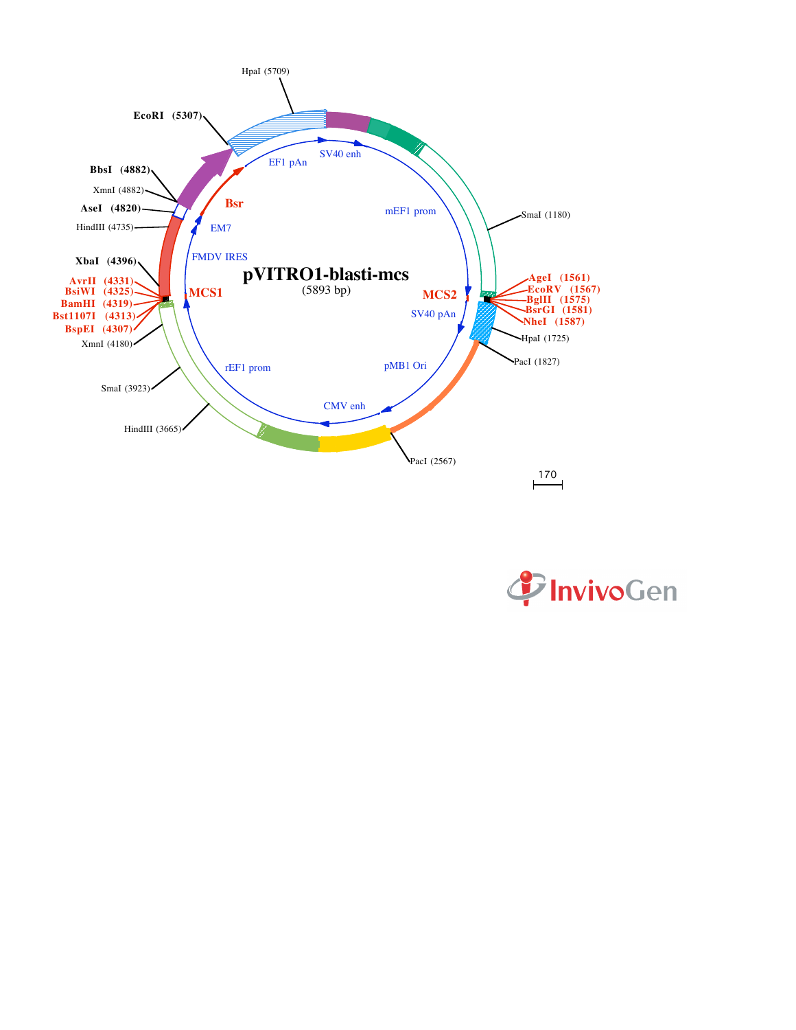# pVITRO1-blasti-mcs

(5893 bp)

HpaI (5709)

**EcoRI (5307)**

**BbsI (4882)**

XmnI (4882)

**AseI (4820)**

HindIII (4735)

**XbaI (4396)**

**AvrII (4331)**

**BsiWI (4325)**

**BamHI (4319)**

**Bst1107I (4313)**

**BspEI (4307)**

XmnI (4180)

SmaI (3923)

HindIII (3665)

PacI (2567)

PacI (1827)

HpaI (1725)

**AgeI (1561)**

**EcoRV (1567)**

**BglII (1575)**

**BsrGI (1581)**

**NheI (1587)**

SmaI (1180)

EF1 pAn

SV40 enh

mEF1 prom

**MCS2**

SV40 pAn

pMB1 Ori

CMV enh

rEF1 prom

**MCS1**

FMDV IRES

EM7

**Bsr**

170

InvivoGen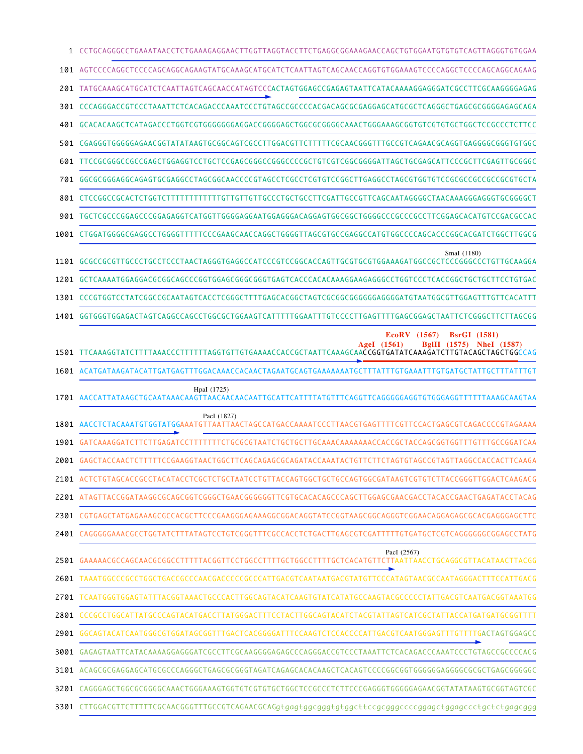```
1    CCTGCAGGGCCTGAAATAACCTCTGAAAGAGGAACTTGGTTAGGTACCTTCTGAGGCGGAAAGAACCAGCTGTGGAATGTGTGTCAGTTAGGGTGTGGAA
101  AGTCCCCAGGCTCCCCAGCAGGCAGAAGTATGCAAAGCATGCATCTCAATTAGTCAGCAACCAGGTGTGGAAAGTCCCCAGGCTCCCCAGCAGGCAGAAG
201  TATGCAAAGCATGCATCTCAATTAGTCAGCAACCATAGTCCCACTAGTGGAGCCGAGAGTAATTCATACAAAAGGAGGGATCGCCTTCGCAAGGGGAGAG
301  CCCAGGGACCGTCCCTAAATTCTCACAGACCCAAATCCCTGTAGCCGCCCCACGACAGCGCGAGGAGCATGCGCTCAGGGCTGAGCGCGGGGAGAGCAGA
401  GCACACAAGCTCATAGACCCTGGTCGTGGGGGGGAGGACCGGGGAGCTGGCGCGGGGCAAACTGGGAAAGCGGTGTCGTGTGCTGGCTCCGCCCTCTTCC
501  CGAGGGTGGGGGAGAACGGTATATAAGTGCGGCAGTCGCCTTGGACGTTCTTTTTCGCAACGGGTTTGCCGTCAGAACGCAGGTGAGGGGCGGGTGTGGC
601  TTCCGCGGGCCGCCGAGCTGGAGGTCCTGCTCCGAGCGGGCCGGGCCCCGCTGTCGTCGGCGGGGATTAGCTGCGAGCATTCCCGCTTCGAGTTGCGGGC
701  GGCGCGGGAGGCAGAGTGCGAGGCCTAGCGGCAACCCCGTAGCCTCGCCTCGTGTCCGGCTTGAGGCCTAGCGTGGTGTCCGCGCCGCCGCCGCGTGCTA
801  CTCCGGCCGCACTCTGGTCTTTTTTTTTTTTGTTGTTGTTGCCCTGCTGCCTTCGATTGCCGTTCAGCAATAGGGGCTAACAAAGGGAGGGTGCGGGGCT
901  TGCTCGCCCGGAGCCCGGAGAGGTCATGGTTGGGGAGGAATGGAGGGACAGGAGTGGCGGCTGGGGCCCGCCCGCCTTCGGAGCACATGTCCGACGCCAC
1001 CTGGATGGGGCGAGGCCTGGGGTTTTTCCCGAAGCAACCAGGCTGGGGTTAGCGTGCCGAGGCCATGTGGCCCCAGCACCCGGCACGATCTGGCTTGGCG
                                                                                        SmaI (1180)
1101 GCGCCGCGTTGCCCTGCCTCCCTAACTAGGGTGAGGCCATCCCGTCCGGCACCAGTTGCGTGCGTGGAAAGATGGCCGCTCCCGGGCCCTGTTGCAAGGA
1201 GCTCAAAATGGAGGACGCGGCAGCCCGGTGGAGCGGGCGGGTGAGTCACCCACACAAAGGAAGAGGGCCTGGTCCCTCACCGGCTGCTGCTTCCTGTGAC
1301 CCCGTGGTCCTATCGGCCGCAATAGTCACCTCGGGCTTTTGAGCACGGCTAGTCGCGGCGGGGGGAGGGGATGTAATGGCGTTGGAGTTTGTTCACATTT
1401 GGTGGGTGGAGACTAGTCAGGCCAGCCTGGCGCTGGAAGTCATTTTTGGAATTTGTCCCCTTGAGTTTTGAGCGGAGCTAATTCTCGGGCTTCTTAGCGG
                                                                         EcoRV (1567)  BsrGI (1581)
                                                                   AgeI (1561)  BglII (1575)  NheI (1587)
1501 TTCAAAGGTATCTTTTAAACCCTTTTTTAGGTGTTGTGAAAACCACCGCTAATTCAAAGCAACCGGTGATATCAAAGATCTTGTACAGCTAGCTGGCCAG
1601 ACATGATAAGATACATTGATGAGTTTGGACAAACCACAACTAGAATGCAGTGAAAAAAATGCTTTATTTGTGAAATTTGTGATGCTATTGCTTTATTTGT
                                  HpaI (1725)
1701 AACCATTATAAGCTGCAATAAACAAGTTAACAACAACAATTGCATTCATTTTATGTTTCAGGTTCAGGGGGAGGTGTGGGAGGTTTTTTAAAGCAAGTAA
                             PacI (1827)
1801 AACCTCTACAAATGTGGTATGGAAATGTTAATTAACTAGCCATGACCAAAATCCCTTAACGTGAGTTTTCGTTCCACTGAGCGTCAGACCCCGTAGAAAA
1901 GATCAAAGGATCTTCTTGAGATCCTTTTTTTCTGCGCGTAATCTGCTGCTTGCAAACAAAAAAACCACCGCTACCAGCGGTGGTTTGTTTGCCGGATCAA
2001 GAGCTACCAACTCTTTTTCCGAAGGTAACTGGCTTCAGCAGAGCGCAGATACCAAATACTGTTCTTCTAGTGTAGCCGTAGTTAGGCCACCACTTCAAGA
2101 ACTCTGTAGCACCGCCTACATACCTCGCTCTGCTAATCCTGTTACCAGTGGCTGCTGCCAGTGGCGATAAGTCGTGTCTTACCGGGTTGGACTCAAGACG
2201 ATAGTTACCGGATAAGGCGCAGCGGTCGGGCTGAACGGGGGGTTCGTGCACACAGCCCAGCTTGGAGCGAACGACCTACACCGAACTGAGATACCTACAG
2301 CGTGAGCTATGAGAAAGCGCCACGCTTCCCGAAGGGAGAAAGGCGGACAGGTATCCGGTAAGCGGCAGGGTCGGAACAGGAGAGCGCACGAGGGAGCTTC
2401 CAGGGGGAAACGCCTGGTATCTTTATAGTCCTGTCGGGTTTCGCCACCTCTGACTTGAGCGTCGATTTTTGTGATGCTCGTCAGGGGGGCGGAGCCTATG
                                                                                     PacI (2567)
2501 GAAAAACGCCAGCAACGCGGCCTTTTTACGGTTCCTGGCCTTTTGCTGGCCTTTTGCTCACATGTTCTTAATTAACCTGCAGGCGTTACATAACTTACGG
2601 TAAATGGCCCGCCTGGCTGACCGCCCAACGACCCCCGCCCATTGACGTCAATAATGACGTATGTTCCCATAGTAACGCCAATAGGGACTTTCCATTGACG
2701 TCAATGGGTGGAGTATTTACGGTAAACTGCCCACTTGGCAGTACATCAAGTGTATCATATGCCAAGTACGCCCCCTATTGACGTCAATGACGGTAAATGG
2801 CCCGCCTGGCATTATGCCCAGTACATGACCTTATGGGACTTTCCTACTTGGCAGTACATCTACGTATTAGTCATCGCTATTACCATGATGATGCGGTTTT
2901 GGCAGTACATCAATGGGCGTGGATAGCGGTTTGACTCACGGGGATTTCCAAGTCTCCACCCCATTGACGTCAATGGGAGTTTGTTTTGACTAGTGGAGCC
3001 GAGAGTAATTCATACAAAAGGAGGGATCGCCTTCGCAAGGGGAGAGCCCAGGGACCGTCCCTAAATTCTCACAGACCCAAATCCCTGTAGCCGCCCCACG
3101 ACAGCGCGAGGAGCATGCGCCCAGGGCTGAGCGCGGGTAGATCAGAGCACACAAGCTCACAGTCCCCGGCGGTGGGGGGAGGGGCGCGCTGAGCGGGGGC
3201 CAGGGAGCTGGCGCGGGGCAAACTGGGAAAGTGGTGTCGTGTGCTGGCTCCGCCCTCTTCCCGAGGGTGGGGGAGAACGGTATATAAGTGCGGTAGTCGC
3301 CTTGGACGTTCTTTTTCGCAACGGGTTTGCCGTCAGAACGCAGgtgagtggcgggtgtggcttccgcgggccccggagctggagccctgctctgagcggg
```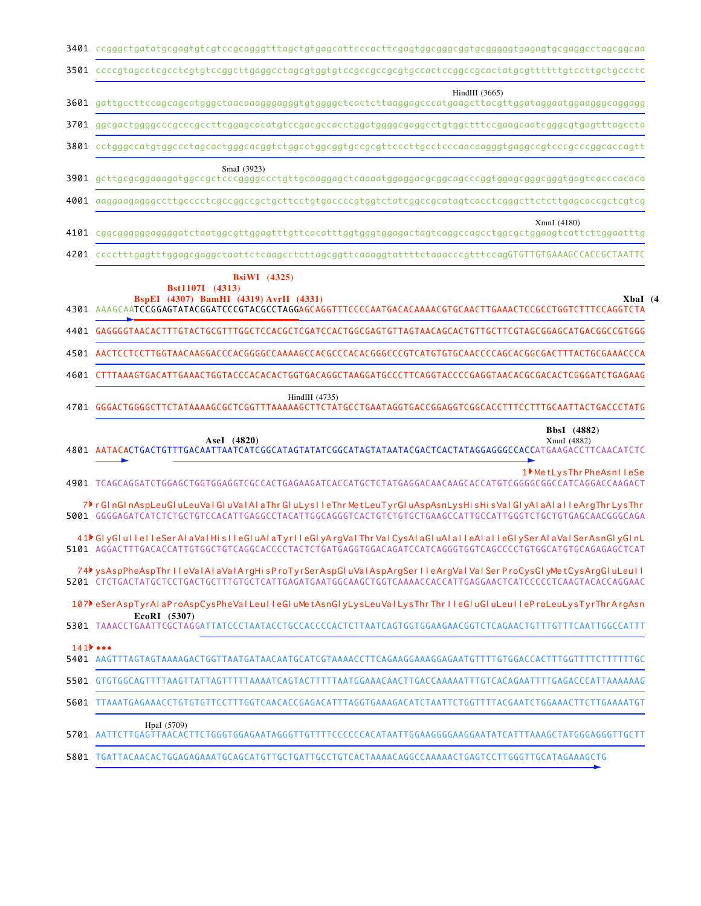```
3401 ccgggctgatatgcgagtgtcgtccgcagggtttagctgtgagcattcccacttcgagtggcgggcggtgcgggggtgagagtgcgaggcctagcggcaa

3501 ccccgtagcctcgcctcgtgtccggcttgaggcctagcgtggtgtccgccgccgcgtgccactccggccgcactatgcgtttttttgtccttgctgccctc

                                                                                    HindIII (3665)
3601 gattgccttccagcagcatgggctaacaaagggagggtgtggggctcactcttaaggagcccatgaagcttacgttggataggaatggaagggcaggagg

3701 ggcgactggggcccgcccgccttcggagcacatgtccgacgccacctggatggggcgaggcctgtggctttccgaagcaatcgggcgtgagtttagccta

3801 cctgggccatgtggccctagcactgggcacggtctggcctggcggtgccgcgttcccttgcctcccaacaagggtgaggccgtcccgcccggcaccagtt

                                        SmaI (3923)
3901 gcttgcgcggaaagatggccgctcccggggccctgttgcaaggagctcaaaatggaggacgcggcagcccggtggagcgggcgggtgagtcacccacaca

4001 aaggaagagggccttgcccctcgccggccgctgcttcctgtgaccccgtggtctatcggccgcatagtcacctcgggcttctcttgagcaccgctcgtcg

                                                                                          XmnI (4180)
4101 cggcggggggaggggatctaatggcgttggagtttgttcacatttggtgggtggagactagtcaggccagcctggcgctggaagtcattcttggaatttg

4201 cccctttgagtttggagcgaggctaattctcaagcctcttagcggttcaaaggtattttctaaacccgtttccagGTGTTGTGAAAGCCACCGCTAATTC

                                          BsiWI (4325)
                              Bst1107I (4313)
                        BspEI (4307) BamHI (4319) AvrII (4331)                                      XbaI (4
4301 AAAGCAATCCGGAGTATACGGATCCCGTACGCCTAGGAGCAGGTTTCCCCAATGACACAAAACGTGCAACTTGAAACTCCGCCTGGTCTTTCCAGGTCTA

4401 GAGGGGTAACACTTTGTACTGCGTTTGGCTCCACGCTCGATCCACTGGCGAGTGTTAGTAACAGCACTGTTGCTTCGTAGCGGAGCATGACGGCCGTGGG

4501 AACTCCTCCTTGGTAACAAGGACCCACGGGGCCAAAAGCCACGCCCACACGGGCCCGTCATGTGTGCAACCCCAGCACGGCGACTTTACTGCGAAACCCA

4601 CTTTAAAGTGACATTGAAACTGGTACCCACACACTGGTGACAGGCTAAGGATGCCCTTCAGGTACCCCGAGGTAACACGCGACACTCGGGATCTGAGAAG

                                                  HindIII (4735)
4701 GGGACTGGGGCTTCTATAAAAGCGCTCGGTTTAAAAAGCTTCTATGCCTGAATAGGTGACCGGAGGTCGGCACCTTTCCTTTGCAATTACTGACCCTATG

                                                                                          BbsI (4882)
                                    AseI (4820)                                           XmnI (4882)
4801 AATACACTGACTGTTTGACAATTAATCATCGGCATAGTATATCGGCATAGTATAATACGACTCACTATAGGAGGGCCACCATGAAGACCTTCAACATCTC
                                                                                     1 MetLysThrPheAsnIleSe

4901 TCAGCAGGATCTGGAGCTGGTGGAGGTCGCCACTGAGAAGATCACCATGCTCTATGAGGACAACAAGCACCATGTCGGGGCGGCCATCAGGACCAAGACT
 7 rGlnGlnAspLeuGluLeuValGluValAlaThrGluLysIleThrMetLeuTyrGluAspAsnLysHisHisValGlyAlaAlaIleArgThrLysThr

5001 GGGGAGATCATCTCTGCTGTCCACATTGAGGCCTACATTGGCAGGGTCACTGTCTGTGCTGAAGCCATTGCCATTGGGTCTGCTGTGAGCAACGGGCAGA
 41 GlyGluIleIleSerAlaValHisIleGluAlaTyrIleGlyArgValThrValCysAlaGluAlaIleAlaIleGlySerAlaValSerAsnGlyGlnL

5101 AGGACTTTGACACCATTGTGGCTGTCAGGCACCCCTACTCTGATGAGGTGGACAGATCCATCAGGGTGGTCAGCCCCTGTGGCATGTGCAGAGAGCTCAT
 74 ysAspPheAspThrIleValAlaValArgHisProTyrSerAspGluValAspArgSerIleArgValValSerProCysGlyMetCysArgGluLeuIl

5201 CTCTGACTATGCTCCTGACTGCTTTGTGCTCATTGAGATGAATGGCAAGCTGGTCAAAACCACCATTGAGGAACTCATCCCCCTCAAGTACACCAGGAAC
 107 eSerAspTyrAlaProAspCysPheValLeuIleGluMetAsnGlyLysLeuValLysThrThrIleGluGluLeuIleProLeuLysTyrThrArgAsn

                EcoRI (5307)
5301 TAAACCTGAATTCGCTAGGATTATCCCTAATACCTGCCACCCCACTCTTAATCAGTGGTGGAAGAACGGTCTCAGAACTGTTTGTTTCAATTGGCCATTT
 141 ●●●

5401 AAGTTTAGTAGTAAAAGACTGGTTAATGATAACAATGCATCGTAAAACCTTCAGAAGGAAAGGAGAATGTTTTGTGGACCACTTTGGTTTTCTTTTTTGC

5501 GTGTGGCAGTTTTAAGTTATTAGTTTTTAAAATCAGTACTTTTTAATGGAAACAACTTGACCAAAAATTTGTCACAGAATTTTGAGACCCATTAAAAAAG

5601 TTAAATGAGAAACCTGTGTGTTCCTTTGGTCAACACCGAGACATTTAGGTGAAAGACATCTAATTCTGGTTTTACGAATCTGGAAACTTCTTGAAAATGT

                  HpaI (5709)
5701 AATTCTTGAGTTAACACTTCTGGGTGGAGAATAGGGTTGTTTTCCCCCCACATAATTGGAAGGGGAAGGAATATCATTTAAAGCTATGGGAGGGTTGCTT

5801 TGATTACAACACTGGAGAGAAATGCAGCATGTTGCTGATTGCCTGTCACTAAAACAGGCCAAAAACTGAGTCCTTGGGTTGCATAGAAAGCTG
```